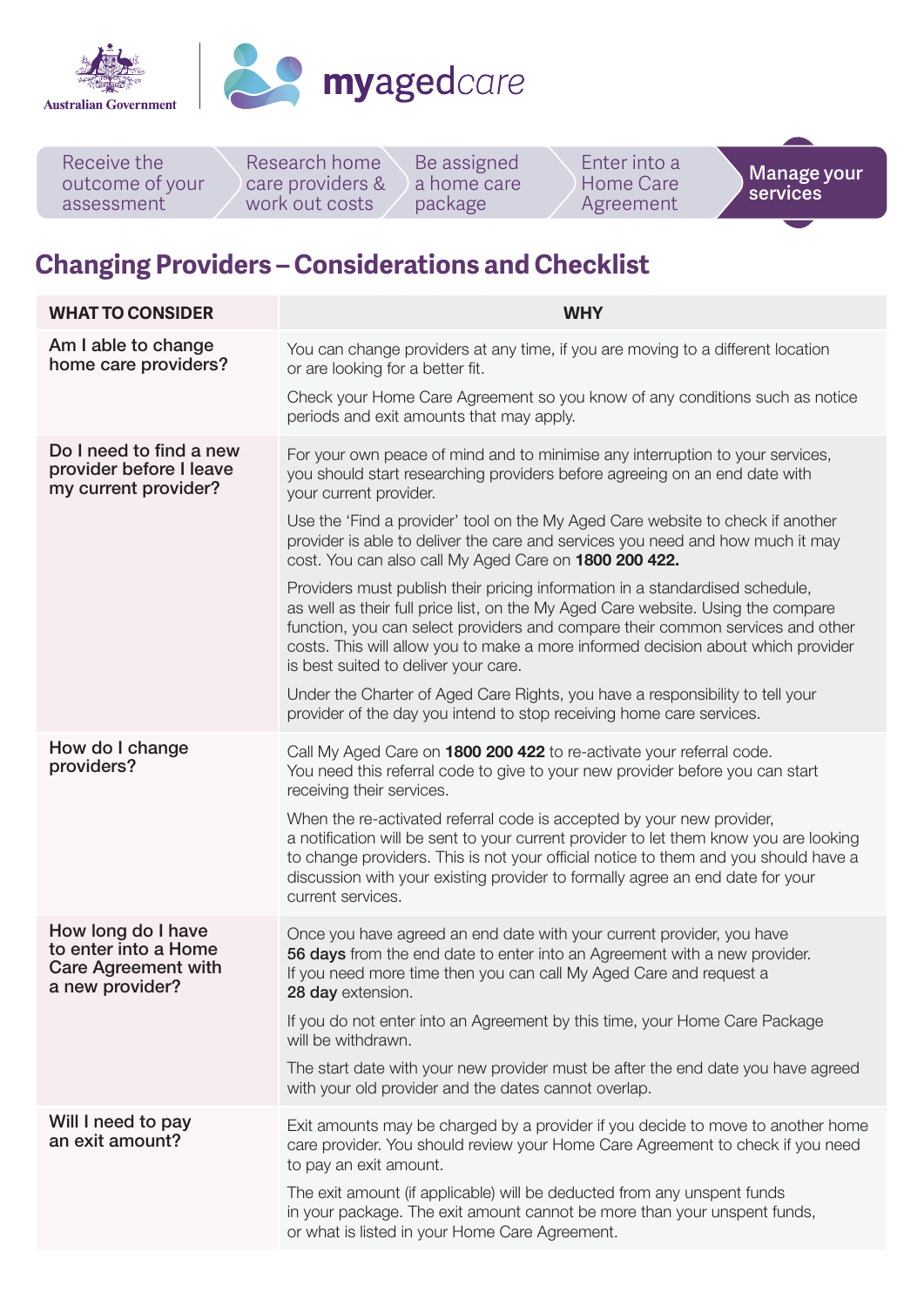Australian Government

myagedcare

Receive the outcome of your assessment | Research home care providers & work out costs | Be assigned a home care package | Enter into a Home Care Agreement | **Manage your services**

# Changing Providers – Considerations and Checklist

| WHAT TO CONSIDER | WHY |
|---|---|
| Am I able to change home care providers? | You can change providers at any time, if you are moving to a different location or are looking for a better fit.<br><br>Check your Home Care Agreement so you know of any conditions such as notice periods and exit amounts that may apply. |
| Do I need to find a new provider before I leave my current provider? | For your own peace of mind and to minimise any interruption to your services, you should start researching providers before agreeing on an end date with your current provider.<br><br>Use the 'Find a provider' tool on the My Aged Care website to check if another provider is able to deliver the care and services you need and how much it may cost. You can also call My Aged Care on **1800 200 422.**<br><br>Providers must publish their pricing information in a standardised schedule, as well as their full price list, on the My Aged Care website. Using the compare function, you can select providers and compare their common services and other costs. This will allow you to make a more informed decision about which provider is best suited to deliver your care.<br><br>Under the Charter of Aged Care Rights, you have a responsibility to tell your provider of the day you intend to stop receiving home care services. |
| How do I change providers? | Call My Aged Care on **1800 200 422** to re-activate your referral code. You need this referral code to give to your new provider before you can start receiving their services.<br><br>When the re-activated referral code is accepted by your new provider, a notification will be sent to your current provider to let them know you are looking to change providers. This is not your official notice to them and you should have a discussion with your existing provider to formally agree an end date for your current services. |
| How long do I have to enter into a Home Care Agreement with a new provider? | Once you have agreed an end date with your current provider, you have **56 days** from the end date to enter into an Agreement with a new provider. If you need more time then you can call My Aged Care and request a **28 day** extension.<br><br>If you do not enter into an Agreement by this time, your Home Care Package will be withdrawn.<br><br>The start date with your new provider must be after the end date you have agreed with your old provider and the dates cannot overlap. |
| Will I need to pay an exit amount? | Exit amounts may be charged by a provider if you decide to move to another home care provider. You should review your Home Care Agreement to check if you need to pay an exit amount.<br><br>The exit amount (if applicable) will be deducted from any unspent funds in your package. The exit amount cannot be more than your unspent funds, or what is listed in your Home Care Agreement. |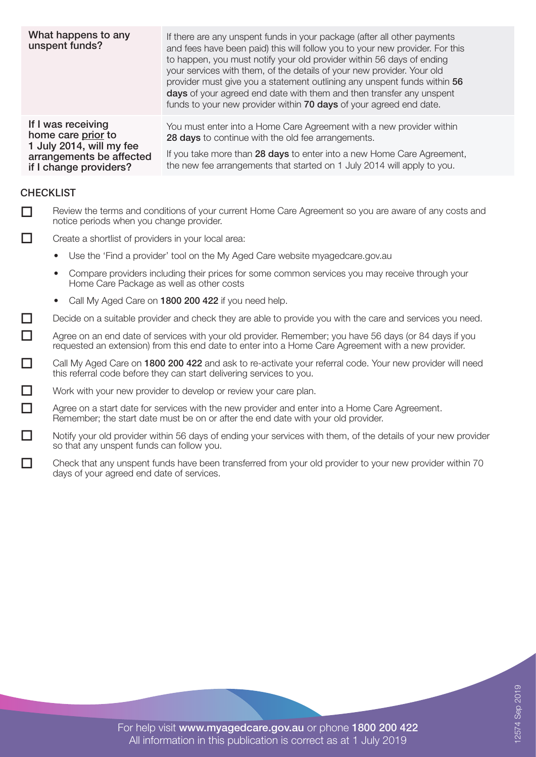| | |
|---|---|
| **What happens to any unspent funds?** | If there are any unspent funds in your package (after all other payments and fees have been paid) this will follow you to your new provider. For this to happen, you must notify your old provider within 56 days of ending your services with them, of the details of your new provider. Your old provider must give you a statement outlining any unspent funds within **56 days** of your agreed end date with them and then transfer any unspent funds to your new provider within **70 days** of your agreed end date. |
| **If I was receiving home care prior to 1 July 2014, will my fee arrangements be affected if I change providers?** | You must enter into a Home Care Agreement with a new provider within **28 days** to continue with the old fee arrangements.<br><br>If you take more than **28 days** to enter into a new Home Care Agreement, the new fee arrangements that started on 1 July 2014 will apply to you. |

## CHECKLIST

- ☐ Review the terms and conditions of your current Home Care Agreement so you are aware of any costs and notice periods when you change provider.
- ☐ Create a shortlist of providers in your local area:
  - Use the 'Find a provider' tool on the My Aged Care website myagedcare.gov.au
  - Compare providers including their prices for some common services you may receive through your Home Care Package as well as other costs
  - Call My Aged Care on **1800 200 422** if you need help.
- ☐ Decide on a suitable provider and check they are able to provide you with the care and services you need.
- ☐ Agree on an end date of services with your old provider. Remember; you have 56 days (or 84 days if you requested an extension) from this end date to enter into a Home Care Agreement with a new provider.
- ☐ Call My Aged Care on **1800 200 422** and ask to re-activate your referral code. Your new provider will need this referral code before they can start delivering services to you.
- ☐ Work with your new provider to develop or review your care plan.
- ☐ Agree on a start date for services with the new provider and enter into a Home Care Agreement. Remember; the start date must be on or after the end date with your old provider.
- ☐ Notify your old provider within 56 days of ending your services with them, of the details of your new provider so that any unspent funds can follow you.
- ☐ Check that any unspent funds have been transferred from your old provider to your new provider within 70 days of your agreed end date of services.

For help visit **www.myagedcare.gov.au** or phone **1800 200 422**
All information in this publication is correct as at 1 July 2019

12574 Sep 2019